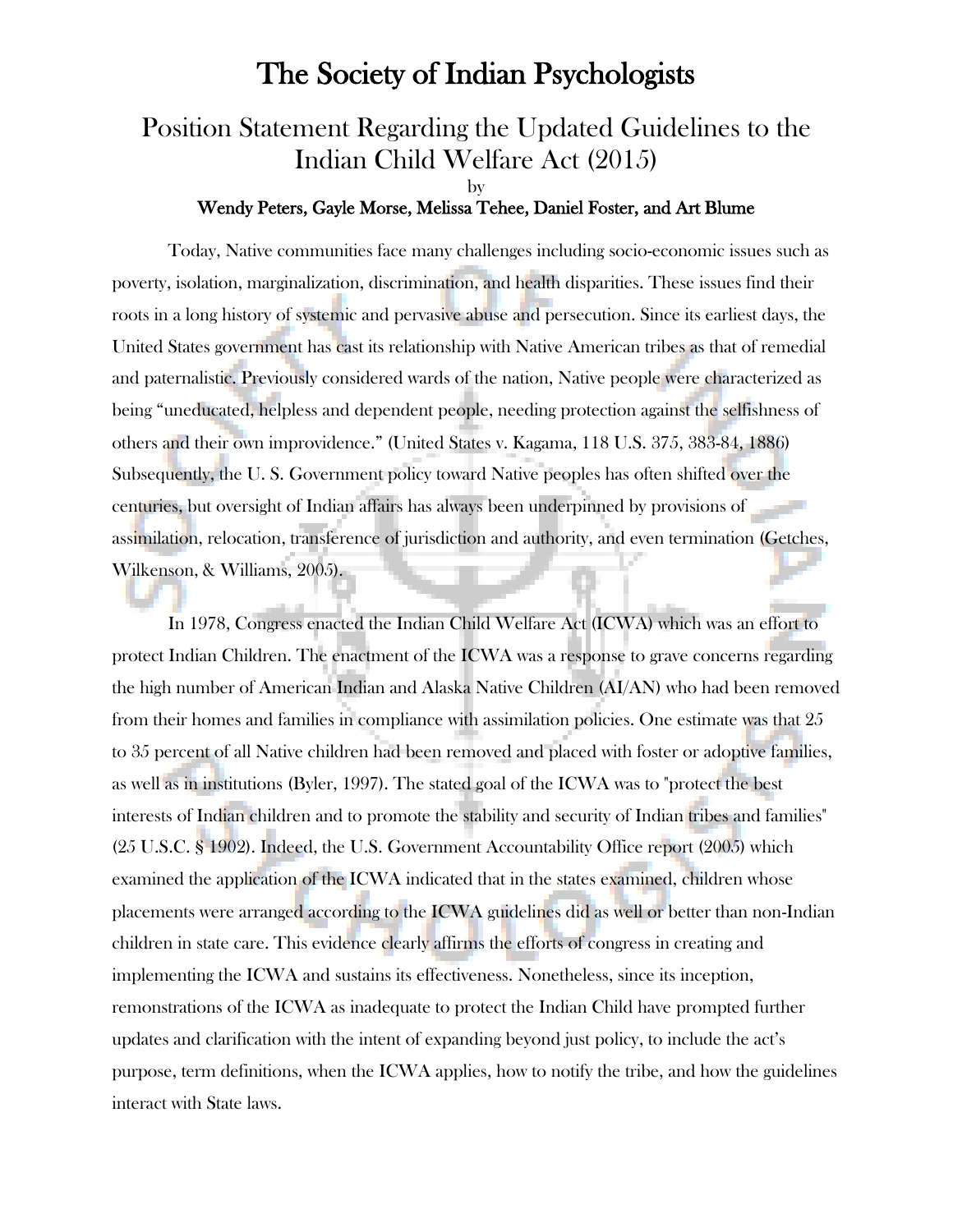# The Society of Indian Psychologists

## Position Statement Regarding the Updated Guidelines to the Indian Child Welfare Act (2015)

by

**Wendy Peters, Gayle Morse, Melissa Tehee, Daniel Foster, and Art Blume**

Today, Native communities face many challenges including socio-economic issues such as poverty, isolation, marginalization, discrimination, and health disparities. These issues find their roots in a long history of systemic and pervasive abuse and persecution. Since its earliest days, the United States government has cast its relationship with Native American tribes as that of remedial and paternalistic. Previously considered wards of the nation, Native people were characterized as being "uneducated, helpless and dependent people, needing protection against the selfishness of others and their own improvidence." (United States v. Kagama, 118 U.S. 375, 383-84, 1886) Subsequently, the U. S. Government policy toward Native peoples has often shifted over the centuries, but oversight of Indian affairs has always been underpinned by provisions of assimilation, relocation, transference of jurisdiction and authority, and even termination (Getches, Wilkenson, & Williams, 2005).

In 1978, Congress enacted the Indian Child Welfare Act (ICWA) which was an effort to protect Indian Children. The enactment of the ICWA was a response to grave concerns regarding the high number of American Indian and Alaska Native Children (AI/AN) who had been removed from their homes and families in compliance with assimilation policies. One estimate was that 25 to 35 percent of all Native children had been removed and placed with foster or adoptive families, as well as in institutions (Byler, 1997). The stated goal of the ICWA was to "protect the best interests of Indian children and to promote the stability and security of Indian tribes and families" (25 U.S.C. § 1902). Indeed, the U.S. Government Accountability Office report (2005) which examined the application of the ICWA indicated that in the states examined, children whose placements were arranged according to the ICWA guidelines did as well or better than non-Indian children in state care. This evidence clearly affirms the efforts of congress in creating and implementing the ICWA and sustains its effectiveness. Nonetheless, since its inception, remonstrations of the ICWA as inadequate to protect the Indian Child have prompted further updates and clarification with the intent of expanding beyond just policy, to include the act's purpose, term definitions, when the ICWA applies, how to notify the tribe, and how the guidelines interact with State laws.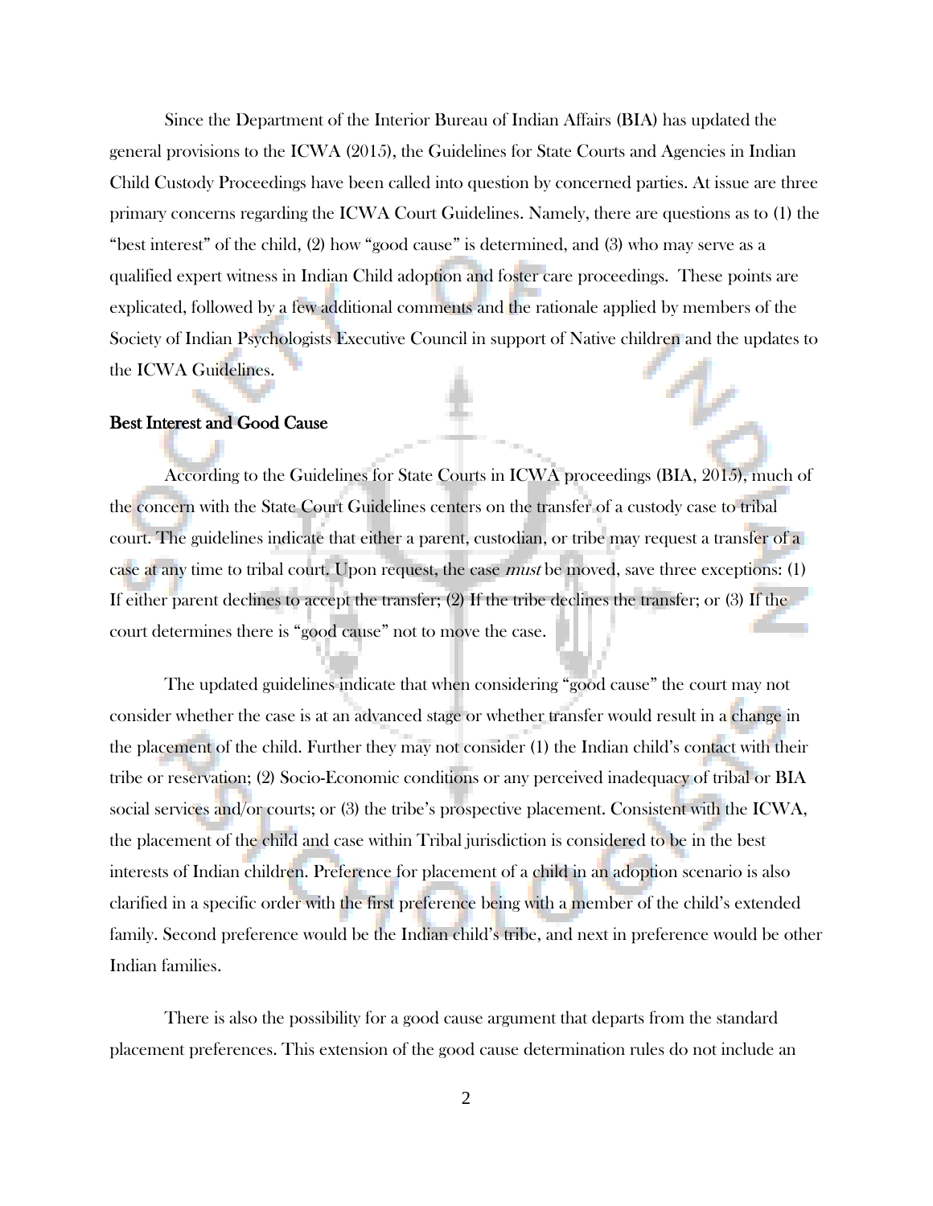Since the Department of the Interior Bureau of Indian Affairs (BIA) has updated the general provisions to the ICWA (2015), the Guidelines for State Courts and Agencies in Indian Child Custody Proceedings have been called into question by concerned parties. At issue are three primary concerns regarding the ICWA Court Guidelines. Namely, there are questions as to (1) the "best interest" of the child, (2) how "good cause" is determined, and (3) who may serve as a qualified expert witness in Indian Child adoption and foster care proceedings. These points are explicated, followed by a few additional comments and the rationale applied by members of the Society of Indian Psychologists Executive Council in support of Native children and the updates to the ICWA Guidelines.

## Best Interest and Good Cause

According to the Guidelines for State Courts in ICWA proceedings (BIA, 2015), much of the concern with the State Court Guidelines centers on the transfer of a custody case to tribal court. The guidelines indicate that either a parent, custodian, or tribe may request a transfer of a case at any time to tribal court. Upon request, the case *must* be moved, save three exceptions: (1) If either parent declines to accept the transfer; (2) If the tribe declines the transfer; or (3) If the court determines there is "good cause" not to move the case.

The updated guidelines indicate that when considering "good cause" the court may not consider whether the case is at an advanced stage or whether transfer would result in a change in the placement of the child. Further they may not consider (1) the Indian child's contact with their tribe or reservation; (2) Socio-Economic conditions or any perceived inadequacy of tribal or BIA social services and/or courts; or (3) the tribe's prospective placement. Consistent with the ICWA, the placement of the child and case within Tribal jurisdiction is considered to be in the best interests of Indian children. Preference for placement of a child in an adoption scenario is also clarified in a specific order with the first preference being with a member of the child's extended family. Second preference would be the Indian child's tribe, and next in preference would be other Indian families.

There is also the possibility for a good cause argument that departs from the standard placement preferences. This extension of the good cause determination rules do not include an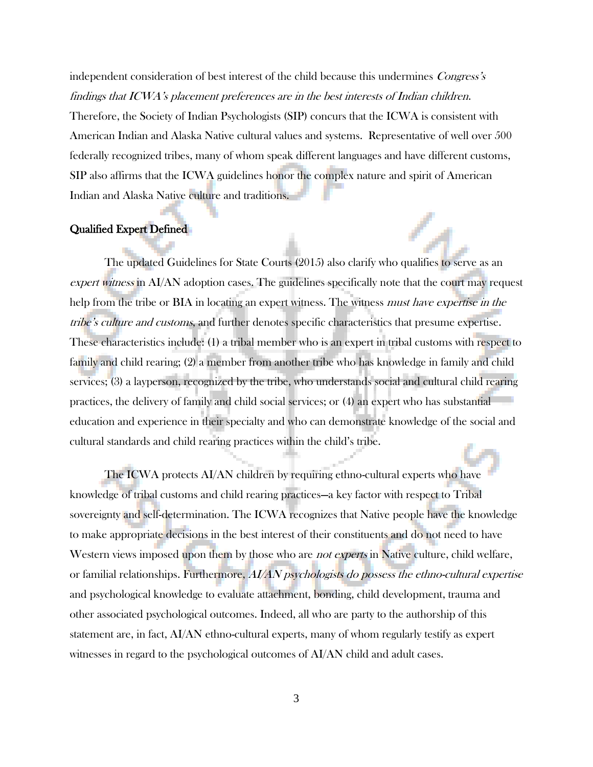independent consideration of best interest of the child because this undermines *Congress's findings that ICWA's placement preferences are in the best interests of Indian children*. Therefore, the Society of Indian Psychologists (SIP) concurs that the ICWA is consistent with American Indian and Alaska Native cultural values and systems. Representative of well over 500 federally recognized tribes, many of whom speak different languages and have different customs, SIP also affirms that the ICWA guidelines honor the complex nature and spirit of American Indian and Alaska Native culture and traditions.

**Qualified Expert Defined**

The updated Guidelines for State Courts (2015) also clarify who qualifies to serve as an *expert witness* in AI/AN adoption cases. The guidelines specifically note that the court may request help from the tribe or BIA in locating an expert witness. The witness *must have expertise in the tribe's culture and customs*, and further denotes specific characteristics that presume expertise. These characteristics include: (1) a tribal member who is an expert in tribal customs with respect to family and child rearing; (2) a member from another tribe who has knowledge in family and child services; (3) a layperson, recognized by the tribe, who understands social and cultural child rearing practices, the delivery of family and child social services; or (4) an expert who has substantial education and experience in their specialty and who can demonstrate knowledge of the social and cultural standards and child rearing practices within the child's tribe.

The ICWA protects AI/AN children by requiring ethno-cultural experts who have knowledge of tribal customs and child rearing practices—a key factor with respect to Tribal sovereignty and self-determination. The ICWA recognizes that Native people have the knowledge to make appropriate decisions in the best interest of their constituents and do not need to have Western views imposed upon them by those who are *not experts* in Native culture, child welfare, or familial relationships. Furthermore, *AI/AN psychologists do possess the ethno-cultural expertise* and psychological knowledge to evaluate attachment, bonding, child development, trauma and other associated psychological outcomes. Indeed, all who are party to the authorship of this statement are, in fact, AI/AN ethno-cultural experts, many of whom regularly testify as expert witnesses in regard to the psychological outcomes of AI/AN child and adult cases.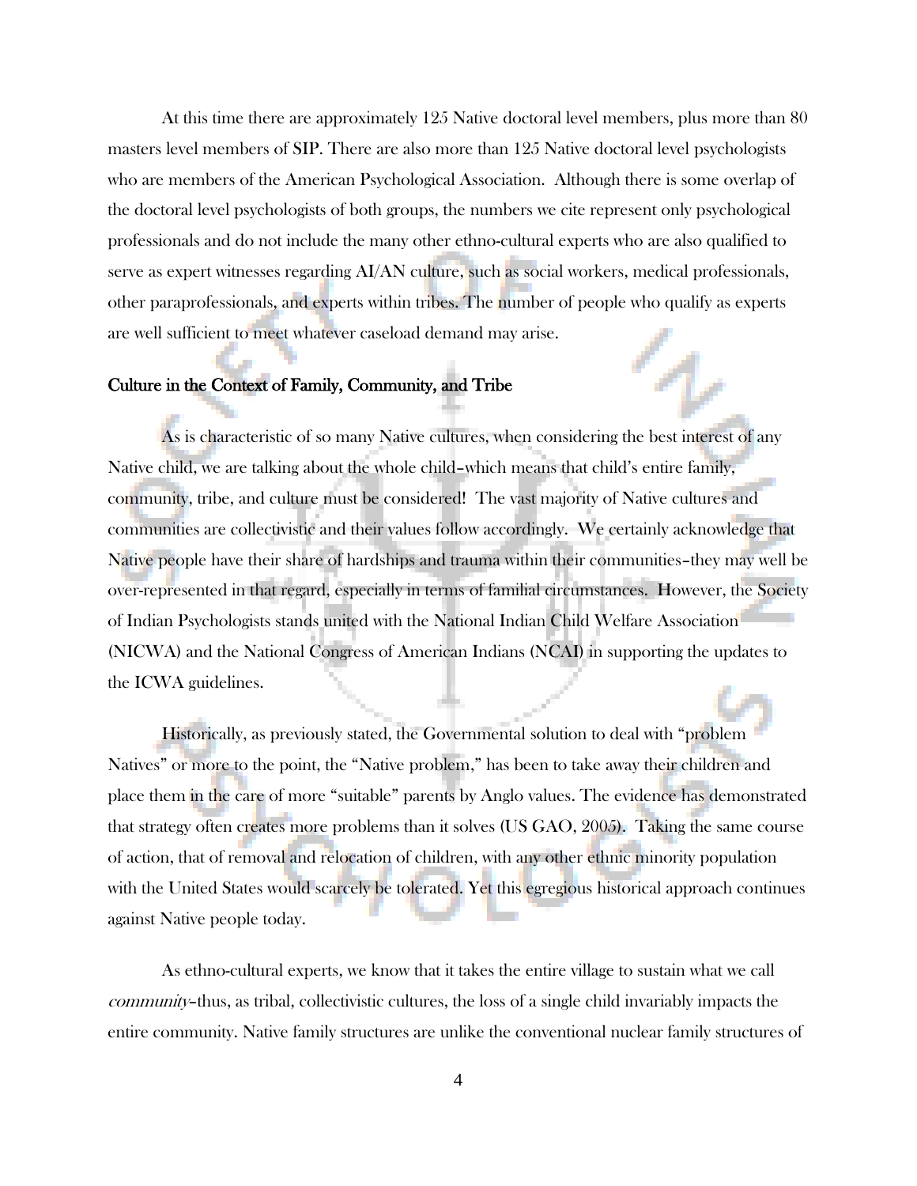At this time there are approximately 125 Native doctoral level members, plus more than 80 masters level members of SIP. There are also more than 125 Native doctoral level psychologists who are members of the American Psychological Association. Although there is some overlap of the doctoral level psychologists of both groups, the numbers we cite represent only psychological professionals and do not include the many other ethno-cultural experts who are also qualified to serve as expert witnesses regarding AI/AN culture, such as social workers, medical professionals, other paraprofessionals, and experts within tribes. The number of people who qualify as experts are well sufficient to meet whatever caseload demand may arise.

## Culture in the Context of Family, Community, and Tribe

As is characteristic of so many Native cultures, when considering the best interest of any Native child, we are talking about the whole child–which means that child's entire family, community, tribe, and culture must be considered! The vast majority of Native cultures and communities are collectivistic and their values follow accordingly. We certainly acknowledge that Native people have their share of hardships and trauma within their communities–they may well be over-represented in that regard, especially in terms of familial circumstances. However, the Society of Indian Psychologists stands united with the National Indian Child Welfare Association (NICWA) and the National Congress of American Indians (NCAI) in supporting the updates to the ICWA guidelines.

Historically, as previously stated, the Governmental solution to deal with "problem Natives" or more to the point, the "Native problem," has been to take away their children and place them in the care of more "suitable" parents by Anglo values. The evidence has demonstrated that strategy often creates more problems than it solves (US GAO, 2005). Taking the same course of action, that of removal and relocation of children, with any other ethnic minority population with the United States would scarcely be tolerated. Yet this egregious historical approach continues against Native people today.

As ethno-cultural experts, we know that it takes the entire village to sustain what we call *community*–thus, as tribal, collectivistic cultures, the loss of a single child invariably impacts the entire community. Native family structures are unlike the conventional nuclear family structures of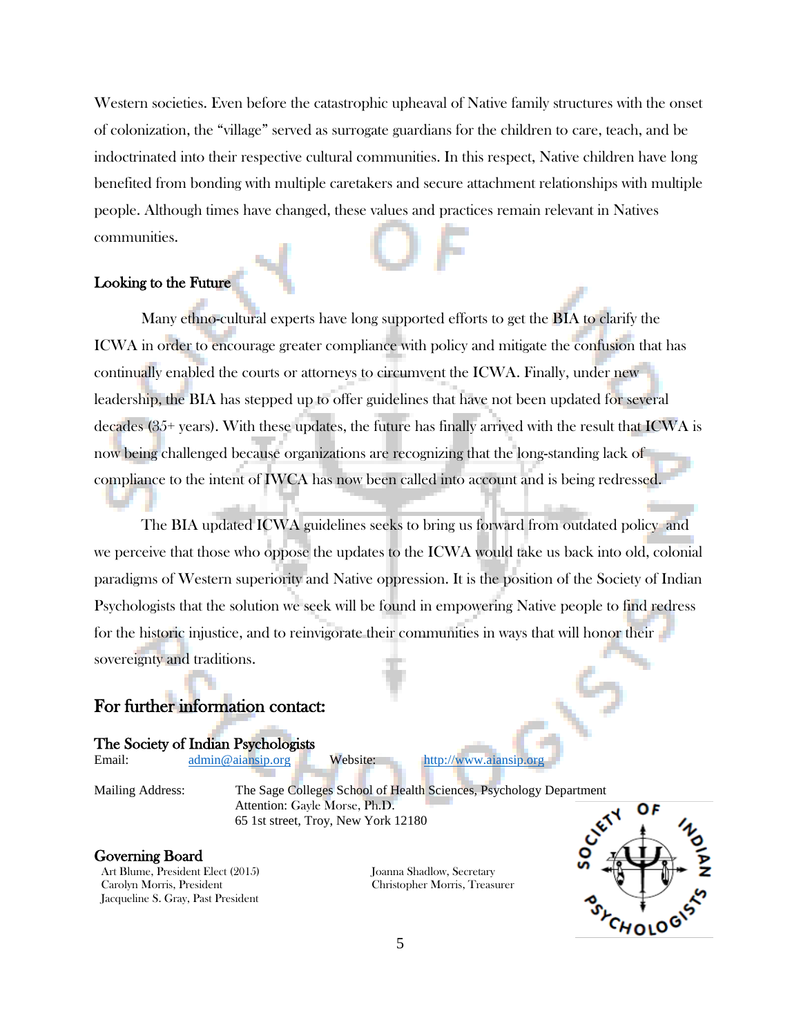Western societies. Even before the catastrophic upheaval of Native family structures with the onset of colonization, the "village" served as surrogate guardians for the children to care, teach, and be indoctrinated into their respective cultural communities. In this respect, Native children have long benefited from bonding with multiple caretakers and secure attachment relationships with multiple people. Although times have changed, these values and practices remain relevant in Natives communities.

## Looking to the Future

Many ethno-cultural experts have long supported efforts to get the BIA to clarify the ICWA in order to encourage greater compliance with policy and mitigate the confusion that has continually enabled the courts or attorneys to circumvent the ICWA. Finally, under new leadership, the BIA has stepped up to offer guidelines that have not been updated for several decades (35+ years). With these updates, the future has finally arrived with the result that ICWA is now being challenged because organizations are recognizing that the long-standing lack of compliance to the intent of IWCA has now been called into account and is being redressed.

The BIA updated ICWA guidelines seeks to bring us forward from outdated policy and we perceive that those who oppose the updates to the ICWA would take us back into old, colonial paradigms of Western superiority and Native oppression. It is the position of the Society of Indian Psychologists that the solution we seek will be found in empowering Native people to find redress for the historic injustice, and to reinvigorate their communities in ways that will honor their sovereignty and traditions.

## For further information contact:

**The Society of Indian Psychologists**

Email: admin@aiansip.org Website: http://www.aiansip.org

Mailing Address: The Sage Colleges School of Health Sciences, Psychology Department
Attention: Gayle Morse, Ph.D.
65 1st street, Troy, New York 12180

**Governing Board**

Art Blume, President Elect (2015)
Carolyn Morris, President
Jacqueline S. Gray, Past President
Joanna Shadlow, Secretary
Christopher Morris, Treasurer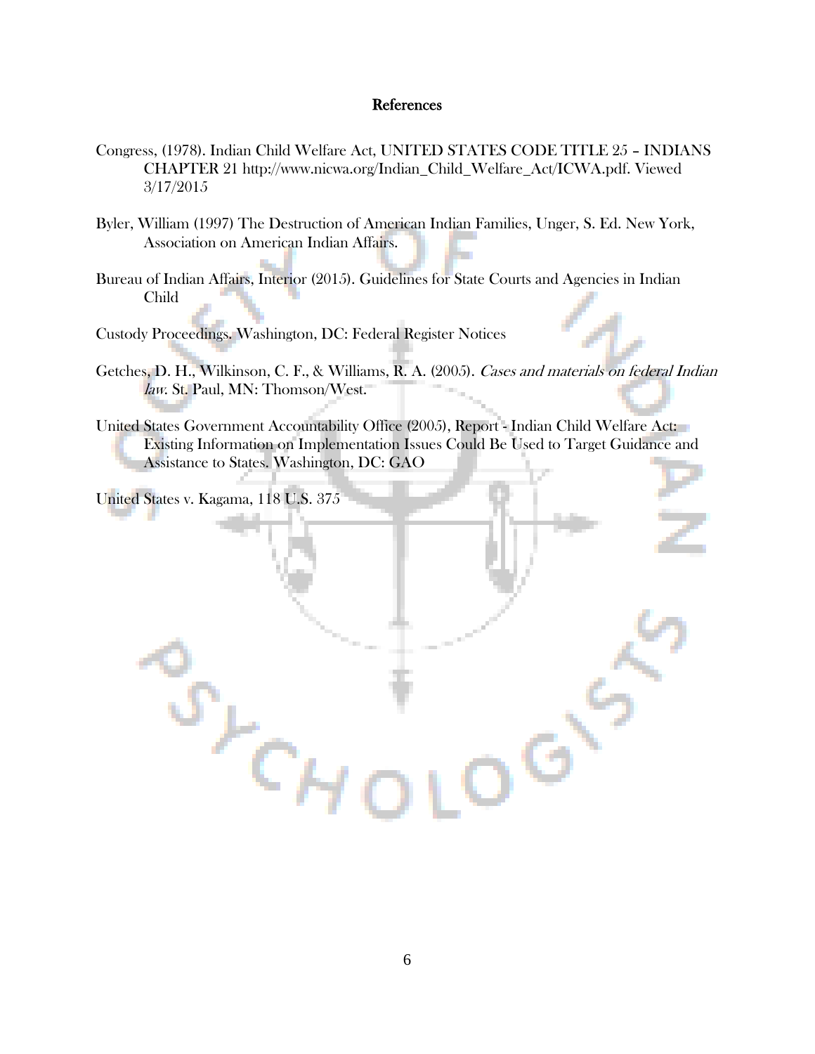## References

Congress, (1978). Indian Child Welfare Act, UNITED STATES CODE TITLE 25 – INDIANS CHAPTER 21 http://www.nicwa.org/Indian_Child_Welfare_Act/ICWA.pdf. Viewed 3/17/2015

Byler, William (1997) The Destruction of American Indian Families, Unger, S. Ed. New York, Association on American Indian Affairs.

Bureau of Indian Affairs, Interior (2015). Guidelines for State Courts and Agencies in Indian Child

Custody Proceedings. Washington, DC: Federal Register Notices

Getches, D. H., Wilkinson, C. F., & Williams, R. A. (2005). *Cases and materials on federal Indian law*. St. Paul, MN: Thomson/West.

United States Government Accountability Office (2005), Report - Indian Child Welfare Act: Existing Information on Implementation Issues Could Be Used to Target Guidance and Assistance to States. Washington, DC: GAO

United States v. Kagama, 118 U.S. 375